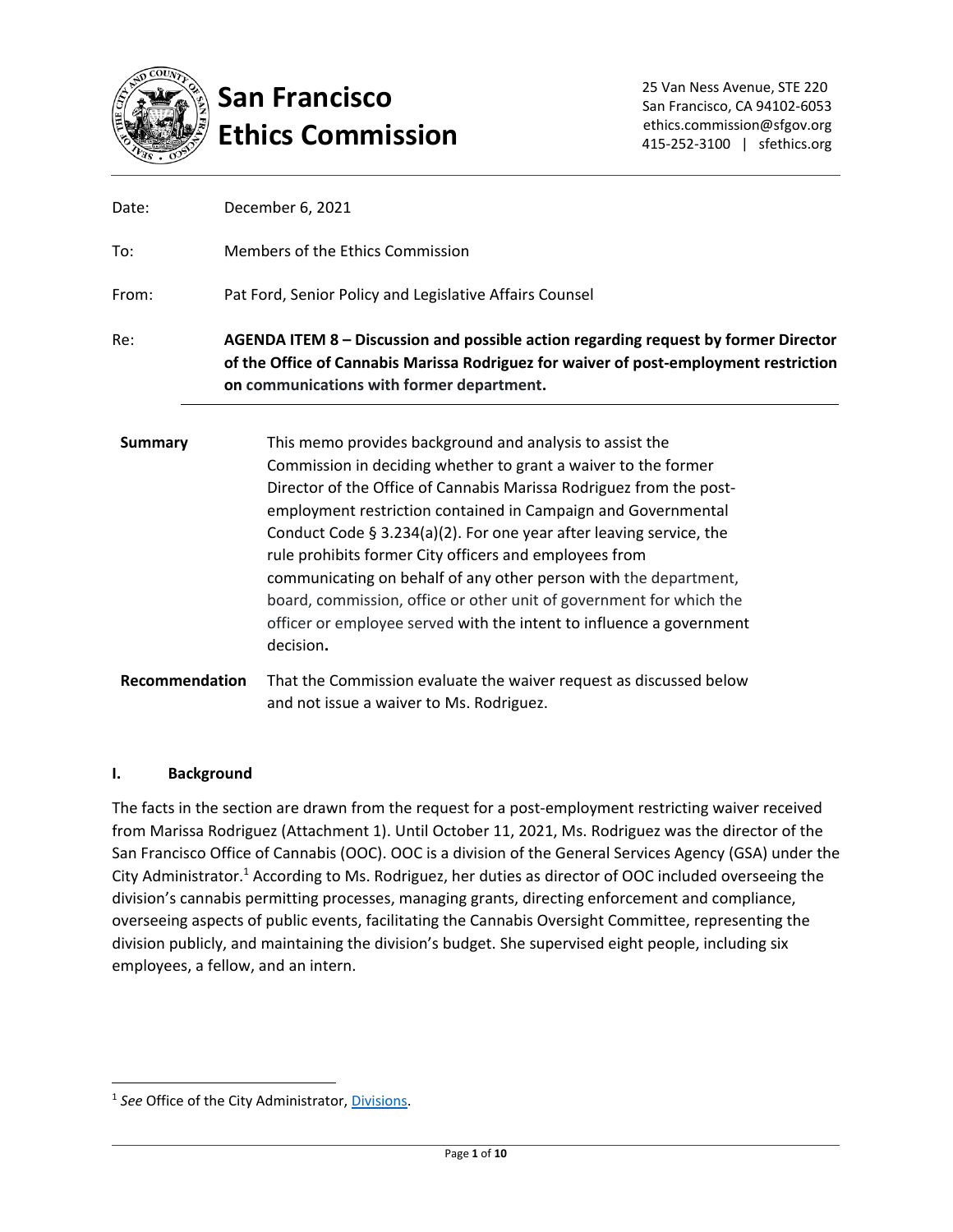# San Francisco Ethics Commission

25 Van Ness Avenue, STE 220
San Francisco, CA 94102-6053
ethics.commission@sfgov.org
415-252-3100 | sfethics.org

Date: December 6, 2021

To: Members of the Ethics Commission

From: Pat Ford, Senior Policy and Legislative Affairs Counsel

Re: **AGENDA ITEM 8 – Discussion and possible action regarding request by former Director of the Office of Cannabis Marissa Rodriguez for waiver of post-employment restriction on communications with former department.**

**Summary** This memo provides background and analysis to assist the Commission in deciding whether to grant a waiver to the former Director of the Office of Cannabis Marissa Rodriguez from the post-employment restriction contained in Campaign and Governmental Conduct Code § 3.234(a)(2). For one year after leaving service, the rule prohibits former City officers and employees from communicating on behalf of any other person with the department, board, commission, office or other unit of government for which the officer or employee served with the intent to influence a government decision.

**Recommendation** That the Commission evaluate the waiver request as discussed below and not issue a waiver to Ms. Rodriguez.

## I. Background

The facts in the section are drawn from the request for a post-employment restricting waiver received from Marissa Rodriguez (Attachment 1). Until October 11, 2021, Ms. Rodriguez was the director of the San Francisco Office of Cannabis (OOC). OOC is a division of the General Services Agency (GSA) under the City Administrator.[1] According to Ms. Rodriguez, her duties as director of OOC included overseeing the division's cannabis permitting processes, managing grants, directing enforcement and compliance, overseeing aspects of public events, facilitating the Cannabis Oversight Committee, representing the division publicly, and maintaining the division's budget. She supervised eight people, including six employees, a fellow, and an intern.

[1] *See* Office of the City Administrator, Divisions.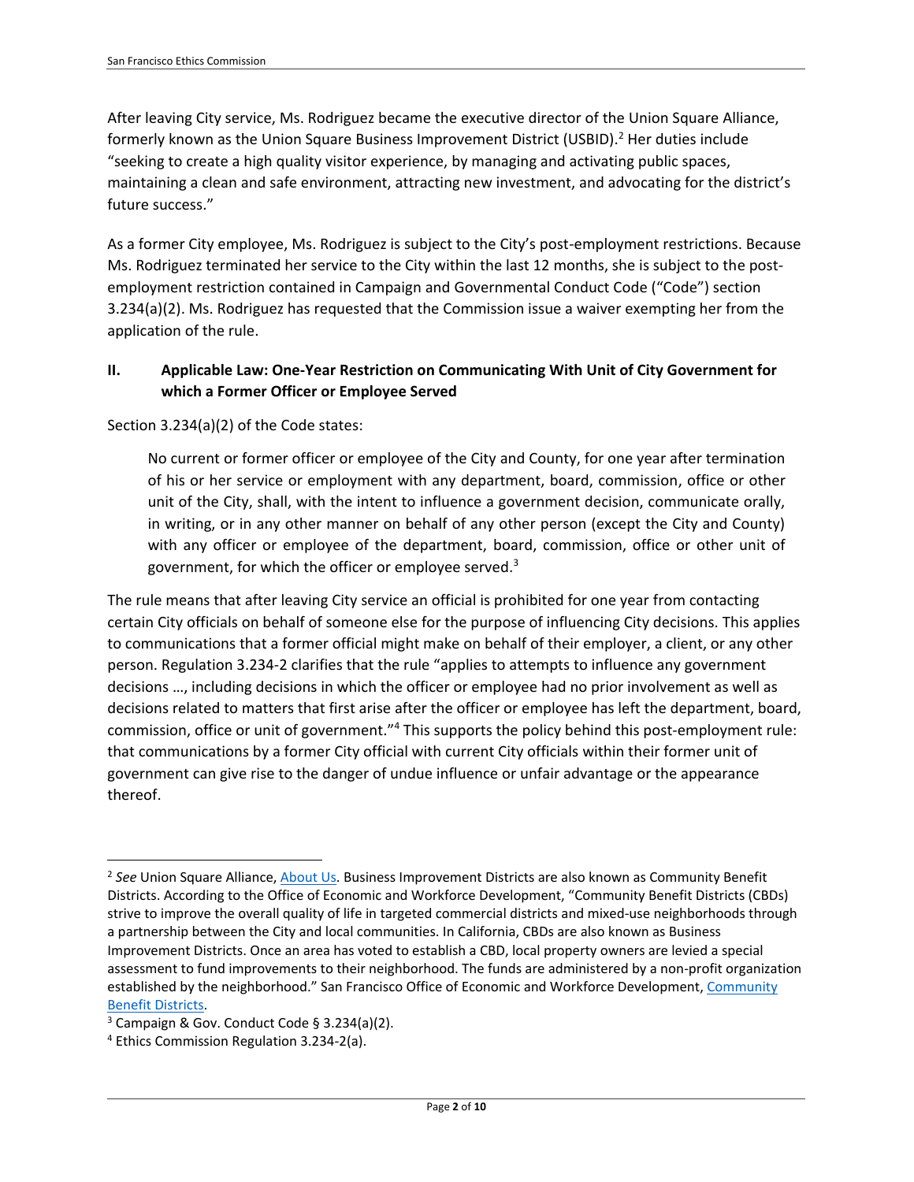After leaving City service, Ms. Rodriguez became the executive director of the Union Square Alliance, formerly known as the Union Square Business Improvement District (USBID).[2] Her duties include "seeking to create a high quality visitor experience, by managing and activating public spaces, maintaining a clean and safe environment, attracting new investment, and advocating for the district's future success."

As a former City employee, Ms. Rodriguez is subject to the City's post-employment restrictions. Because Ms. Rodriguez terminated her service to the City within the last 12 months, she is subject to the post-employment restriction contained in Campaign and Governmental Conduct Code ("Code") section 3.234(a)(2). Ms. Rodriguez has requested that the Commission issue a waiver exempting her from the application of the rule.

## II. Applicable Law: One-Year Restriction on Communicating With Unit of City Government for which a Former Officer or Employee Served

Section 3.234(a)(2) of the Code states:

> No current or former officer or employee of the City and County, for one year after termination of his or her service or employment with any department, board, commission, office or other unit of the City, shall, with the intent to influence a government decision, communicate orally, in writing, or in any other manner on behalf of any other person (except the City and County) with any officer or employee of the department, board, commission, office or other unit of government, for which the officer or employee served.[3]

The rule means that after leaving City service an official is prohibited for one year from contacting certain City officials on behalf of someone else for the purpose of influencing City decisions. This applies to communications that a former official might make on behalf of their employer, a client, or any other person. Regulation 3.234-2 clarifies that the rule "applies to attempts to influence any government decisions …, including decisions in which the officer or employee had no prior involvement as well as decisions related to matters that first arise after the officer or employee has left the department, board, commission, office or unit of government."[4] This supports the policy behind this post-employment rule: that communications by a former City official with current City officials within their former unit of government can give rise to the danger of undue influence or unfair advantage or the appearance thereof.

---

[2] *See* Union Square Alliance, About Us. Business Improvement Districts are also known as Community Benefit Districts. According to the Office of Economic and Workforce Development, "Community Benefit Districts (CBDs) strive to improve the overall quality of life in targeted commercial districts and mixed-use neighborhoods through a partnership between the City and local communities. In California, CBDs are also known as Business Improvement Districts. Once an area has voted to establish a CBD, local property owners are levied a special assessment to fund improvements to their neighborhood. The funds are administered by a non-profit organization established by the neighborhood." San Francisco Office of Economic and Workforce Development, Community Benefit Districts.

[3] Campaign & Gov. Conduct Code § 3.234(a)(2).

[4] Ethics Commission Regulation 3.234-2(a).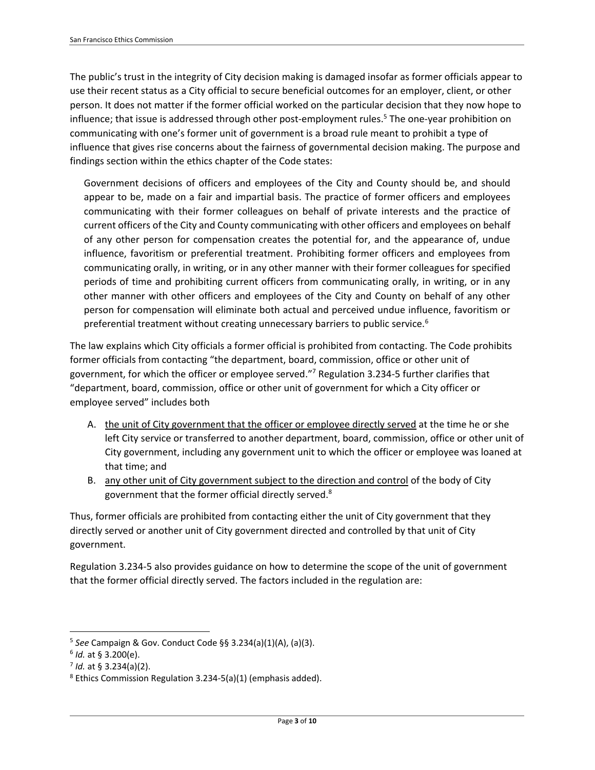The public's trust in the integrity of City decision making is damaged insofar as former officials appear to use their recent status as a City official to secure beneficial outcomes for an employer, client, or other person. It does not matter if the former official worked on the particular decision that they now hope to influence; that issue is addressed through other post-employment rules.[5] The one-year prohibition on communicating with one's former unit of government is a broad rule meant to prohibit a type of influence that gives rise concerns about the fairness of governmental decision making. The purpose and findings section within the ethics chapter of the Code states:

> Government decisions of officers and employees of the City and County should be, and should appear to be, made on a fair and impartial basis. The practice of former officers and employees communicating with their former colleagues on behalf of private interests and the practice of current officers of the City and County communicating with other officers and employees on behalf of any other person for compensation creates the potential for, and the appearance of, undue influence, favoritism or preferential treatment. Prohibiting former officers and employees from communicating orally, in writing, or in any other manner with their former colleagues for specified periods of time and prohibiting current officers from communicating orally, in writing, or in any other manner with other officers and employees of the City and County on behalf of any other person for compensation will eliminate both actual and perceived undue influence, favoritism or preferential treatment without creating unnecessary barriers to public service.[6]

The law explains which City officials a former official is prohibited from contacting. The Code prohibits former officials from contacting "the department, board, commission, office or other unit of government, for which the officer or employee served."[7] Regulation 3.234-5 further clarifies that "department, board, commission, office or other unit of government for which a City officer or employee served" includes both

A. <u>the unit of City government that the officer or employee directly served</u> at the time he or she left City service or transferred to another department, board, commission, office or other unit of City government, including any government unit to which the officer or employee was loaned at that time; and
B. <u>any other unit of City government subject to the direction and control</u> of the body of City government that the former official directly served.[8]

Thus, former officials are prohibited from contacting either the unit of City government that they directly served or another unit of City government directed and controlled by that unit of City government.

Regulation 3.234-5 also provides guidance on how to determine the scope of the unit of government that the former official directly served. The factors included in the regulation are:

---

[5] *See* Campaign & Gov. Conduct Code §§ 3.234(a)(1)(A), (a)(3).

[6] *Id.* at § 3.200(e).

[7] *Id.* at § 3.234(a)(2).

[8] Ethics Commission Regulation 3.234-5(a)(1) (emphasis added).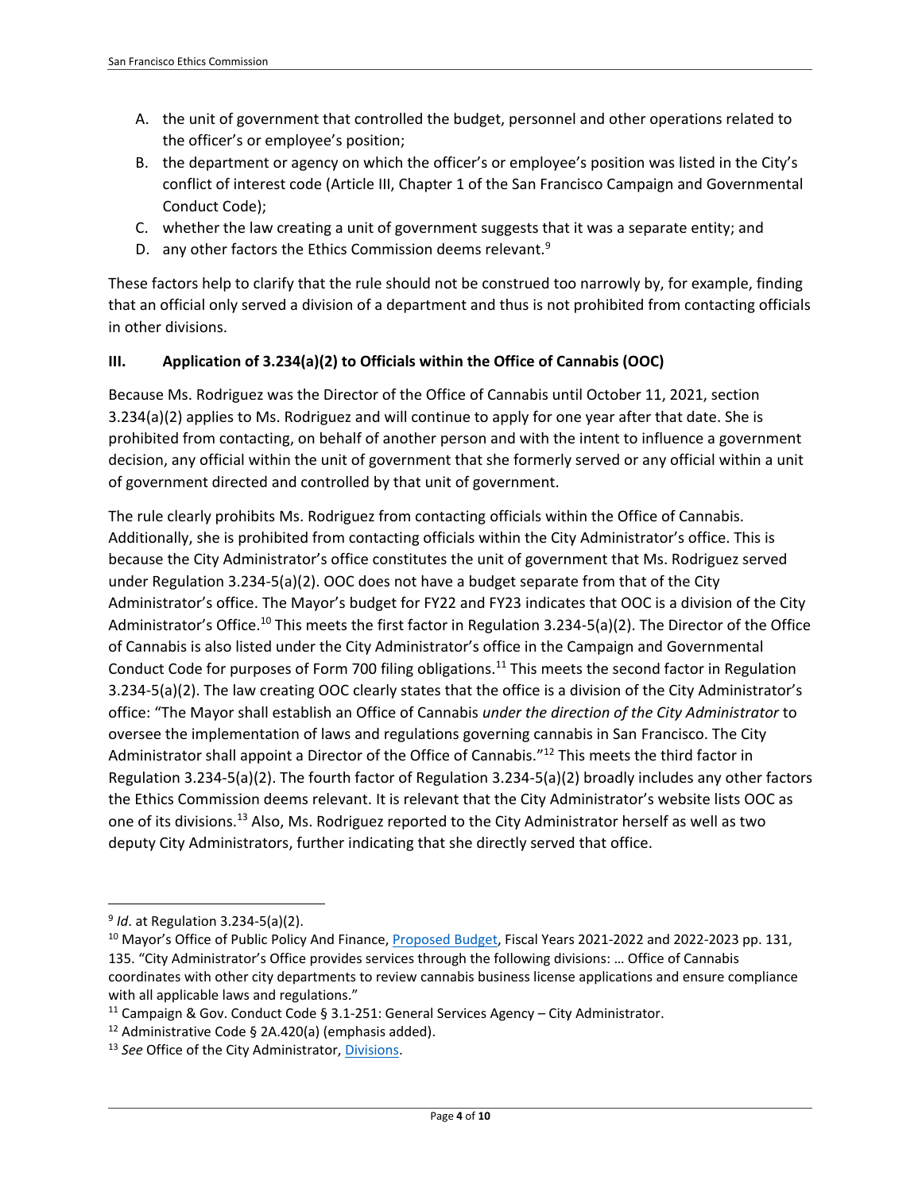A. the unit of government that controlled the budget, personnel and other operations related to the officer's or employee's position;
B. the department or agency on which the officer's or employee's position was listed in the City's conflict of interest code (Article III, Chapter 1 of the San Francisco Campaign and Governmental Conduct Code);
C. whether the law creating a unit of government suggests that it was a separate entity; and
D. any other factors the Ethics Commission deems relevant.[9]

These factors help to clarify that the rule should not be construed too narrowly by, for example, finding that an official only served a division of a department and thus is not prohibited from contacting officials in other divisions.

### III. Application of 3.234(a)(2) to Officials within the Office of Cannabis (OOC)

Because Ms. Rodriguez was the Director of the Office of Cannabis until October 11, 2021, section 3.234(a)(2) applies to Ms. Rodriguez and will continue to apply for one year after that date. She is prohibited from contacting, on behalf of another person and with the intent to influence a government decision, any official within the unit of government that she formerly served or any official within a unit of government directed and controlled by that unit of government.

The rule clearly prohibits Ms. Rodriguez from contacting officials within the Office of Cannabis. Additionally, she is prohibited from contacting officials within the City Administrator's office. This is because the City Administrator's office constitutes the unit of government that Ms. Rodriguez served under Regulation 3.234-5(a)(2). OOC does not have a budget separate from that of the City Administrator's office. The Mayor's budget for FY22 and FY23 indicates that OOC is a division of the City Administrator's Office.[10] This meets the first factor in Regulation 3.234-5(a)(2). The Director of the Office of Cannabis is also listed under the City Administrator's office in the Campaign and Governmental Conduct Code for purposes of Form 700 filing obligations.[11] This meets the second factor in Regulation 3.234-5(a)(2). The law creating OOC clearly states that the office is a division of the City Administrator's office: "The Mayor shall establish an Office of Cannabis *under the direction of the City Administrator* to oversee the implementation of laws and regulations governing cannabis in San Francisco. The City Administrator shall appoint a Director of the Office of Cannabis."[12] This meets the third factor in Regulation 3.234-5(a)(2). The fourth factor of Regulation 3.234-5(a)(2) broadly includes any other factors the Ethics Commission deems relevant. It is relevant that the City Administrator's website lists OOC as one of its divisions.[13] Also, Ms. Rodriguez reported to the City Administrator herself as well as two deputy City Administrators, further indicating that she directly served that office.

---

[9] *Id*. at Regulation 3.234-5(a)(2).

[10] Mayor's Office of Public Policy And Finance, Proposed Budget, Fiscal Years 2021-2022 and 2022-2023 pp. 131, 135. "City Administrator's Office provides services through the following divisions: … Office of Cannabis coordinates with other city departments to review cannabis business license applications and ensure compliance with all applicable laws and regulations."

[11] Campaign & Gov. Conduct Code § 3.1-251: General Services Agency – City Administrator.

[12] Administrative Code § 2A.420(a) (emphasis added).

[13] *See* Office of the City Administrator, Divisions.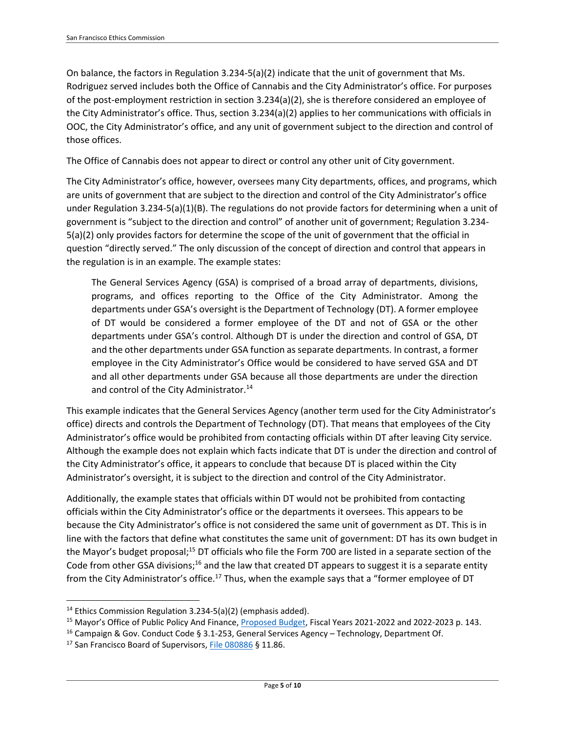On balance, the factors in Regulation 3.234-5(a)(2) indicate that the unit of government that Ms. Rodriguez served includes both the Office of Cannabis and the City Administrator's office. For purposes of the post-employment restriction in section 3.234(a)(2), she is therefore considered an employee of the City Administrator's office. Thus, section 3.234(a)(2) applies to her communications with officials in OOC, the City Administrator's office, and any unit of government subject to the direction and control of those offices.

The Office of Cannabis does not appear to direct or control any other unit of City government.

The City Administrator's office, however, oversees many City departments, offices, and programs, which are units of government that are subject to the direction and control of the City Administrator's office under Regulation 3.234-5(a)(1)(B). The regulations do not provide factors for determining when a unit of government is "subject to the direction and control" of another unit of government; Regulation 3.234-5(a)(2) only provides factors for determine the scope of the unit of government that the official in question "directly served." The only discussion of the concept of direction and control that appears in the regulation is in an example. The example states:

> The General Services Agency (GSA) is comprised of a broad array of departments, divisions, programs, and offices reporting to the Office of the City Administrator. Among the departments under GSA's oversight is the Department of Technology (DT). A former employee of DT would be considered a former employee of the DT and not of GSA or the other departments under GSA's control. Although DT is under the direction and control of GSA, DT and the other departments under GSA function as separate departments. In contrast, a former employee in the City Administrator's Office would be considered to have served GSA and DT and all other departments under GSA because all those departments are under the direction and control of the City Administrator.[14]

This example indicates that the General Services Agency (another term used for the City Administrator's office) directs and controls the Department of Technology (DT). That means that employees of the City Administrator's office would be prohibited from contacting officials within DT after leaving City service. Although the example does not explain which facts indicate that DT is under the direction and control of the City Administrator's office, it appears to conclude that because DT is placed within the City Administrator's oversight, it is subject to the direction and control of the City Administrator.

Additionally, the example states that officials within DT would not be prohibited from contacting officials within the City Administrator's office or the departments it oversees. This appears to be because the City Administrator's office is not considered the same unit of government as DT. This is in line with the factors that define what constitutes the same unit of government: DT has its own budget in the Mayor's budget proposal;[15] DT officials who file the Form 700 are listed in a separate section of the Code from other GSA divisions;[16] and the law that created DT appears to suggest it is a separate entity from the City Administrator's office.[17] Thus, when the example says that a "former employee of DT

---

[14] Ethics Commission Regulation 3.234-5(a)(2) (emphasis added).

[15] Mayor's Office of Public Policy And Finance, Proposed Budget, Fiscal Years 2021-2022 and 2022-2023 p. 143.

[16] Campaign & Gov. Conduct Code § 3.1-253, General Services Agency – Technology, Department Of.

[17] San Francisco Board of Supervisors, File 080886 § 11.86.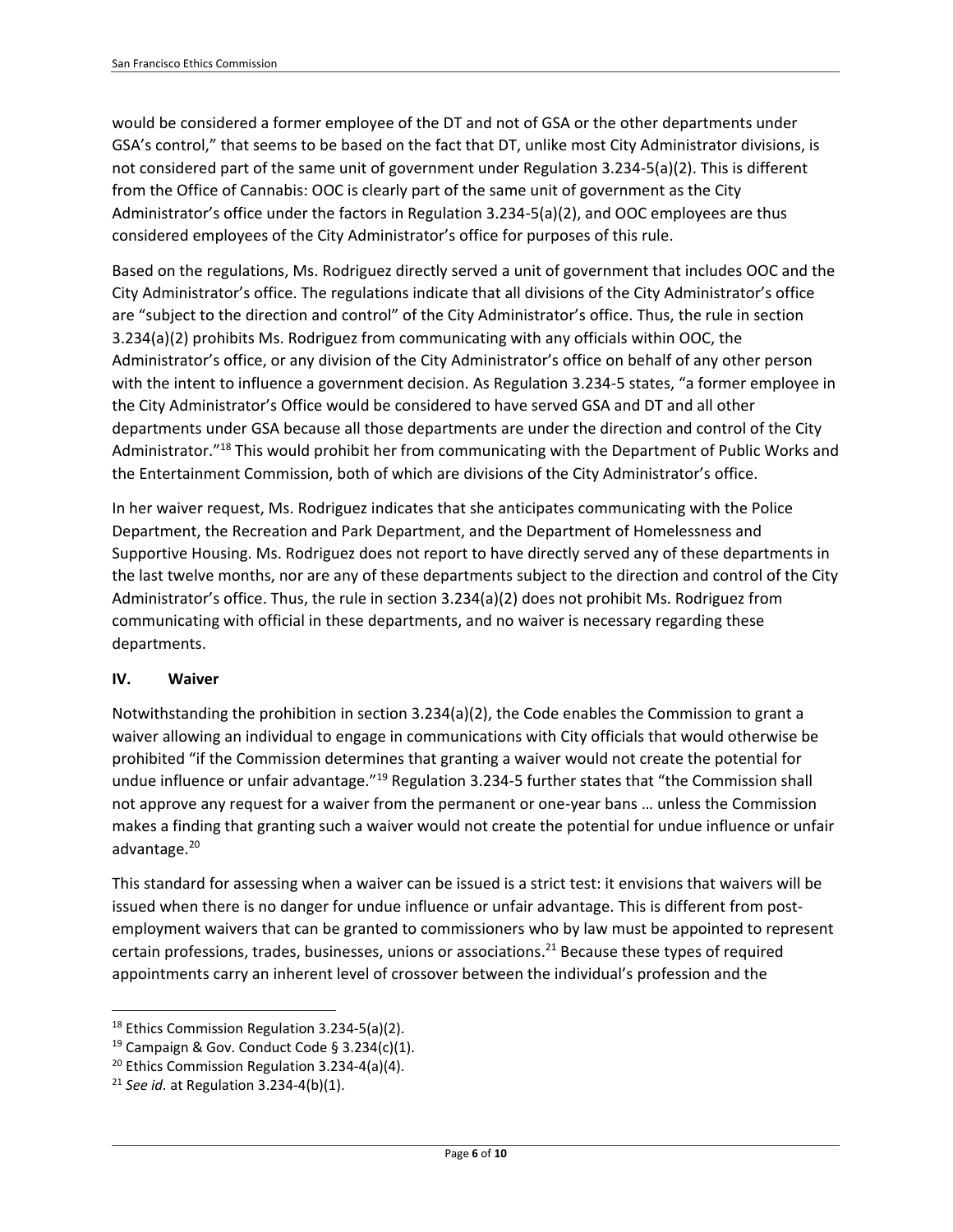would be considered a former employee of the DT and not of GSA or the other departments under GSA's control," that seems to be based on the fact that DT, unlike most City Administrator divisions, is not considered part of the same unit of government under Regulation 3.234-5(a)(2). This is different from the Office of Cannabis: OOC is clearly part of the same unit of government as the City Administrator's office under the factors in Regulation 3.234-5(a)(2), and OOC employees are thus considered employees of the City Administrator's office for purposes of this rule.

Based on the regulations, Ms. Rodriguez directly served a unit of government that includes OOC and the City Administrator's office. The regulations indicate that all divisions of the City Administrator's office are "subject to the direction and control" of the City Administrator's office. Thus, the rule in section 3.234(a)(2) prohibits Ms. Rodriguez from communicating with any officials within OOC, the Administrator's office, or any division of the City Administrator's office on behalf of any other person with the intent to influence a government decision. As Regulation 3.234-5 states, "a former employee in the City Administrator's Office would be considered to have served GSA and DT and all other departments under GSA because all those departments are under the direction and control of the City Administrator."[18] This would prohibit her from communicating with the Department of Public Works and the Entertainment Commission, both of which are divisions of the City Administrator's office.

In her waiver request, Ms. Rodriguez indicates that she anticipates communicating with the Police Department, the Recreation and Park Department, and the Department of Homelessness and Supportive Housing. Ms. Rodriguez does not report to have directly served any of these departments in the last twelve months, nor are any of these departments subject to the direction and control of the City Administrator's office. Thus, the rule in section 3.234(a)(2) does not prohibit Ms. Rodriguez from communicating with official in these departments, and no waiver is necessary regarding these departments.

## IV. Waiver

Notwithstanding the prohibition in section 3.234(a)(2), the Code enables the Commission to grant a waiver allowing an individual to engage in communications with City officials that would otherwise be prohibited "if the Commission determines that granting a waiver would not create the potential for undue influence or unfair advantage."[19] Regulation 3.234-5 further states that "the Commission shall not approve any request for a waiver from the permanent or one-year bans … unless the Commission makes a finding that granting such a waiver would not create the potential for undue influence or unfair advantage.[20]

This standard for assessing when a waiver can be issued is a strict test: it envisions that waivers will be issued when there is no danger for undue influence or unfair advantage. This is different from post-employment waivers that can be granted to commissioners who by law must be appointed to represent certain professions, trades, businesses, unions or associations.[21] Because these types of required appointments carry an inherent level of crossover between the individual's profession and the

---

[18] Ethics Commission Regulation 3.234-5(a)(2).

[19] Campaign & Gov. Conduct Code § 3.234(c)(1).

[20] Ethics Commission Regulation 3.234-4(a)(4).

[21] *See id.* at Regulation 3.234-4(b)(1).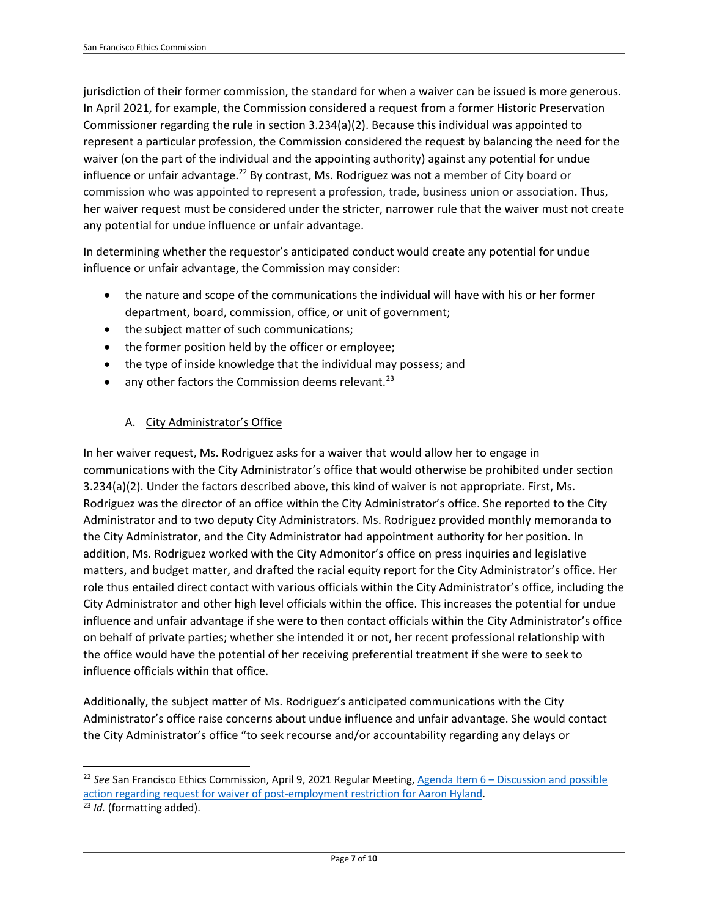jurisdiction of their former commission, the standard for when a waiver can be issued is more generous. In April 2021, for example, the Commission considered a request from a former Historic Preservation Commissioner regarding the rule in section 3.234(a)(2). Because this individual was appointed to represent a particular profession, the Commission considered the request by balancing the need for the waiver (on the part of the individual and the appointing authority) against any potential for undue influence or unfair advantage.[22] By contrast, Ms. Rodriguez was not a member of City board or commission who was appointed to represent a profession, trade, business union or association. Thus, her waiver request must be considered under the stricter, narrower rule that the waiver must not create any potential for undue influence or unfair advantage.

In determining whether the requestor's anticipated conduct would create any potential for undue influence or unfair advantage, the Commission may consider:

- the nature and scope of the communications the individual will have with his or her former department, board, commission, office, or unit of government;
- the subject matter of such communications;
- the former position held by the officer or employee;
- the type of inside knowledge that the individual may possess; and
- any other factors the Commission deems relevant.[23]

### A. City Administrator's Office

In her waiver request, Ms. Rodriguez asks for a waiver that would allow her to engage in communications with the City Administrator's office that would otherwise be prohibited under section 3.234(a)(2). Under the factors described above, this kind of waiver is not appropriate. First, Ms. Rodriguez was the director of an office within the City Administrator's office. She reported to the City Administrator and to two deputy City Administrators. Ms. Rodriguez provided monthly memoranda to the City Administrator, and the City Administrator had appointment authority for her position. In addition, Ms. Rodriguez worked with the City Admonitor's office on press inquiries and legislative matters, and budget matter, and drafted the racial equity report for the City Administrator's office. Her role thus entailed direct contact with various officials within the City Administrator's office, including the City Administrator and other high level officials within the office. This increases the potential for undue influence and unfair advantage if she were to then contact officials within the City Administrator's office on behalf of private parties; whether she intended it or not, her recent professional relationship with the office would have the potential of her receiving preferential treatment if she were to seek to influence officials within that office.

Additionally, the subject matter of Ms. Rodriguez's anticipated communications with the City Administrator's office raise concerns about undue influence and unfair advantage. She would contact the City Administrator's office "to seek recourse and/or accountability regarding any delays or

---

[22] *See* San Francisco Ethics Commission, April 9, 2021 Regular Meeting, [Agenda Item 6 – Discussion and possible action regarding request for waiver of post-employment restriction for Aaron Hyland](#).

[23] *Id.* (formatting added).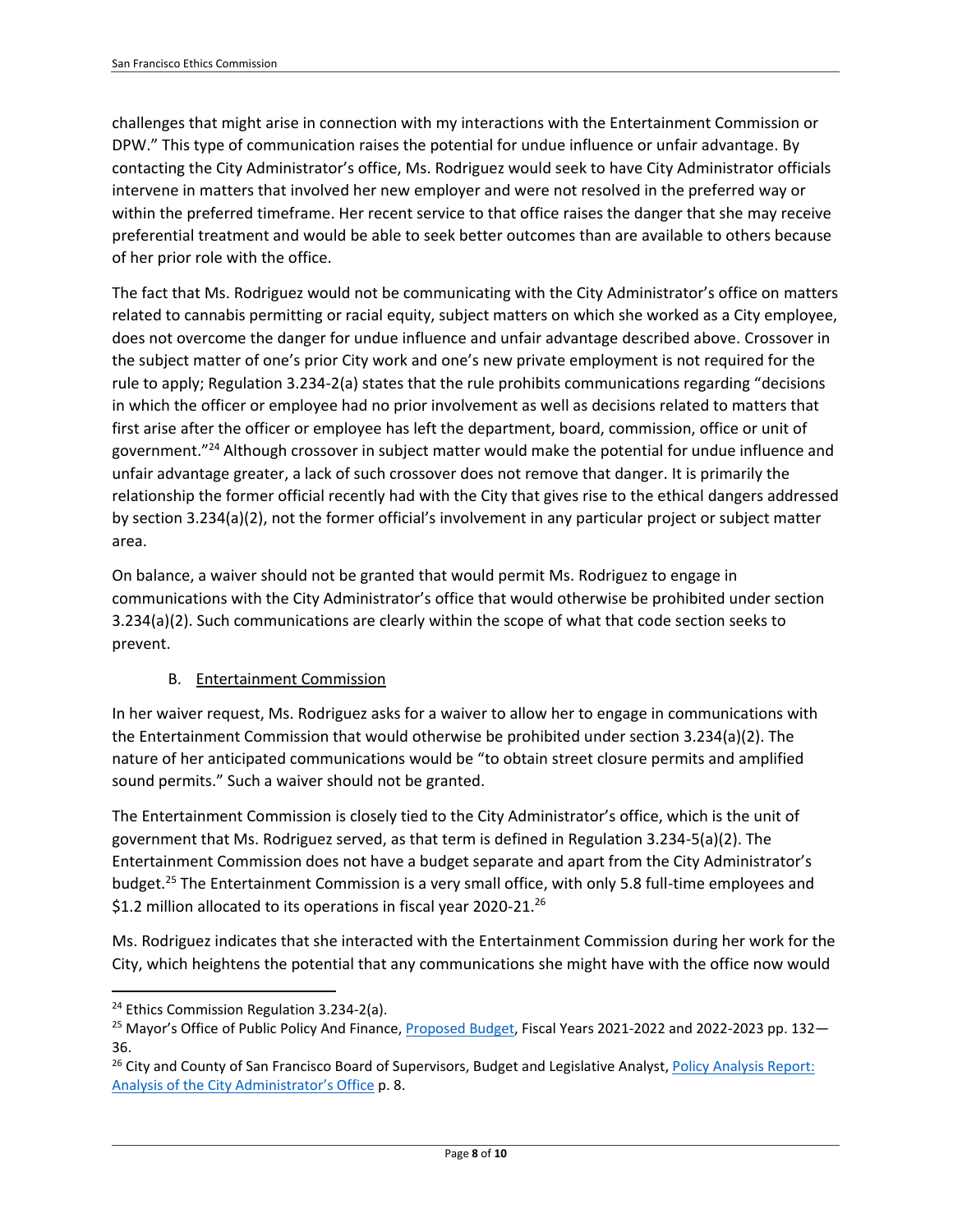challenges that might arise in connection with my interactions with the Entertainment Commission or DPW." This type of communication raises the potential for undue influence or unfair advantage. By contacting the City Administrator's office, Ms. Rodriguez would seek to have City Administrator officials intervene in matters that involved her new employer and were not resolved in the preferred way or within the preferred timeframe. Her recent service to that office raises the danger that she may receive preferential treatment and would be able to seek better outcomes than are available to others because of her prior role with the office.

The fact that Ms. Rodriguez would not be communicating with the City Administrator's office on matters related to cannabis permitting or racial equity, subject matters on which she worked as a City employee, does not overcome the danger for undue influence and unfair advantage described above. Crossover in the subject matter of one's prior City work and one's new private employment is not required for the rule to apply; Regulation 3.234-2(a) states that the rule prohibits communications regarding "decisions in which the officer or employee had no prior involvement as well as decisions related to matters that first arise after the officer or employee has left the department, board, commission, office or unit of government."[24] Although crossover in subject matter would make the potential for undue influence and unfair advantage greater, a lack of such crossover does not remove that danger. It is primarily the relationship the former official recently had with the City that gives rise to the ethical dangers addressed by section 3.234(a)(2), not the former official's involvement in any particular project or subject matter area.

On balance, a waiver should not be granted that would permit Ms. Rodriguez to engage in communications with the City Administrator's office that would otherwise be prohibited under section 3.234(a)(2). Such communications are clearly within the scope of what that code section seeks to prevent.

### B. Entertainment Commission

In her waiver request, Ms. Rodriguez asks for a waiver to allow her to engage in communications with the Entertainment Commission that would otherwise be prohibited under section 3.234(a)(2). The nature of her anticipated communications would be "to obtain street closure permits and amplified sound permits." Such a waiver should not be granted.

The Entertainment Commission is closely tied to the City Administrator's office, which is the unit of government that Ms. Rodriguez served, as that term is defined in Regulation 3.234-5(a)(2). The Entertainment Commission does not have a budget separate and apart from the City Administrator's budget.[25] The Entertainment Commission is a very small office, with only 5.8 full-time employees and $1.2 million allocated to its operations in fiscal year 2020-21.[26]

Ms. Rodriguez indicates that she interacted with the Entertainment Commission during her work for the City, which heightens the potential that any communications she might have with the office now would

---

[24] Ethics Commission Regulation 3.234-2(a).

[25] Mayor's Office of Public Policy And Finance, Proposed Budget, Fiscal Years 2021-2022 and 2022-2023 pp. 132—36.

[26] City and County of San Francisco Board of Supervisors, Budget and Legislative Analyst, Policy Analysis Report: Analysis of the City Administrator's Office p. 8.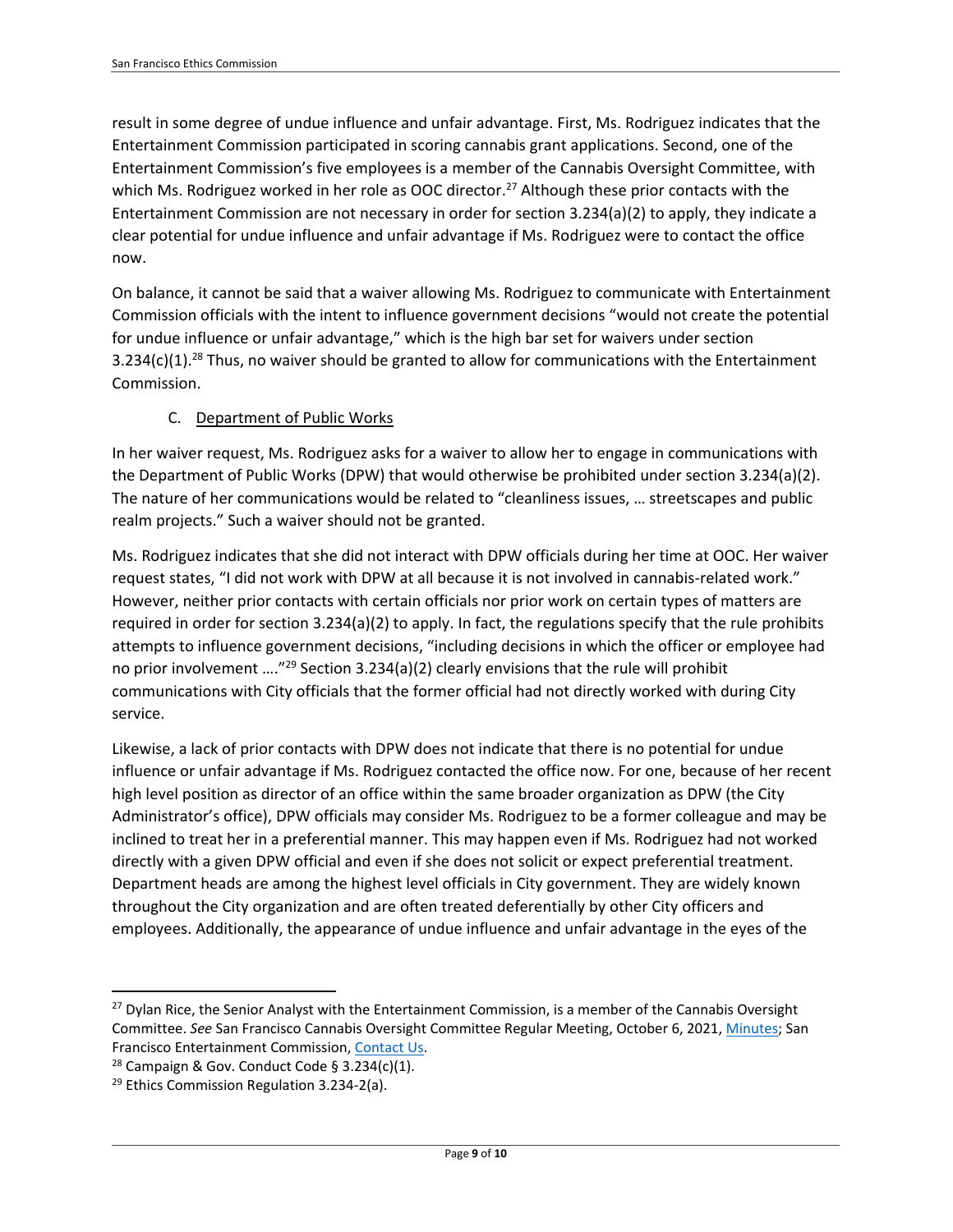result in some degree of undue influence and unfair advantage. First, Ms. Rodriguez indicates that the Entertainment Commission participated in scoring cannabis grant applications. Second, one of the Entertainment Commission's five employees is a member of the Cannabis Oversight Committee, with which Ms. Rodriguez worked in her role as OOC director.[27] Although these prior contacts with the Entertainment Commission are not necessary in order for section 3.234(a)(2) to apply, they indicate a clear potential for undue influence and unfair advantage if Ms. Rodriguez were to contact the office now.

On balance, it cannot be said that a waiver allowing Ms. Rodriguez to communicate with Entertainment Commission officials with the intent to influence government decisions "would not create the potential for undue influence or unfair advantage," which is the high bar set for waivers under section 3.234(c)(1).[28] Thus, no waiver should be granted to allow for communications with the Entertainment Commission.

### C. Department of Public Works

In her waiver request, Ms. Rodriguez asks for a waiver to allow her to engage in communications with the Department of Public Works (DPW) that would otherwise be prohibited under section 3.234(a)(2). The nature of her communications would be related to "cleanliness issues, … streetscapes and public realm projects." Such a waiver should not be granted.

Ms. Rodriguez indicates that she did not interact with DPW officials during her time at OOC. Her waiver request states, "I did not work with DPW at all because it is not involved in cannabis-related work." However, neither prior contacts with certain officials nor prior work on certain types of matters are required in order for section 3.234(a)(2) to apply. In fact, the regulations specify that the rule prohibits attempts to influence government decisions, "including decisions in which the officer or employee had no prior involvement …."[29] Section 3.234(a)(2) clearly envisions that the rule will prohibit communications with City officials that the former official had not directly worked with during City service.

Likewise, a lack of prior contacts with DPW does not indicate that there is no potential for undue influence or unfair advantage if Ms. Rodriguez contacted the office now. For one, because of her recent high level position as director of an office within the same broader organization as DPW (the City Administrator's office), DPW officials may consider Ms. Rodriguez to be a former colleague and may be inclined to treat her in a preferential manner. This may happen even if Ms. Rodriguez had not worked directly with a given DPW official and even if she does not solicit or expect preferential treatment. Department heads are among the highest level officials in City government. They are widely known throughout the City organization and are often treated deferentially by other City officers and employees. Additionally, the appearance of undue influence and unfair advantage in the eyes of the

---

[27] Dylan Rice, the Senior Analyst with the Entertainment Commission, is a member of the Cannabis Oversight Committee. *See* San Francisco Cannabis Oversight Committee Regular Meeting, October 6, 2021, Minutes; San Francisco Entertainment Commission, Contact Us.

[28] Campaign & Gov. Conduct Code § 3.234(c)(1).

[29] Ethics Commission Regulation 3.234-2(a).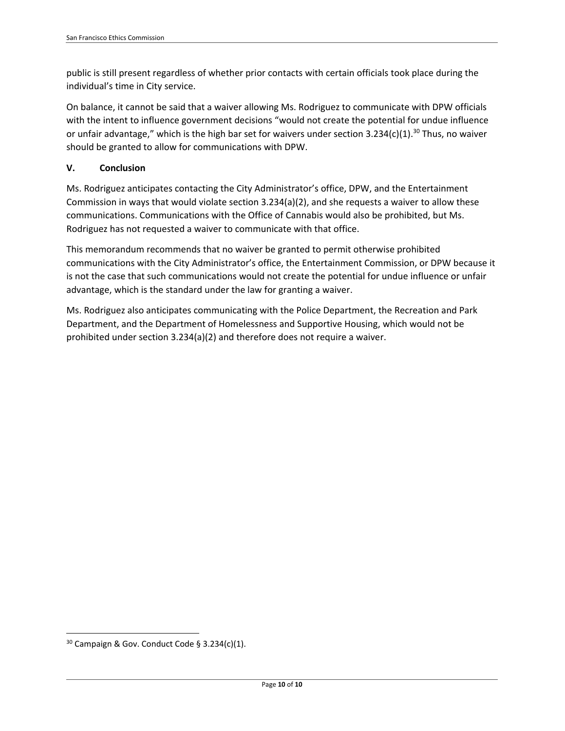public is still present regardless of whether prior contacts with certain officials took place during the individual's time in City service.

On balance, it cannot be said that a waiver allowing Ms. Rodriguez to communicate with DPW officials with the intent to influence government decisions "would not create the potential for undue influence or unfair advantage," which is the high bar set for waivers under section 3.234(c)(1).[30] Thus, no waiver should be granted to allow for communications with DPW.

## V. Conclusion

Ms. Rodriguez anticipates contacting the City Administrator's office, DPW, and the Entertainment Commission in ways that would violate section 3.234(a)(2), and she requests a waiver to allow these communications. Communications with the Office of Cannabis would also be prohibited, but Ms. Rodriguez has not requested a waiver to communicate with that office.

This memorandum recommends that no waiver be granted to permit otherwise prohibited communications with the City Administrator's office, the Entertainment Commission, or DPW because it is not the case that such communications would not create the potential for undue influence or unfair advantage, which is the standard under the law for granting a waiver.

Ms. Rodriguez also anticipates communicating with the Police Department, the Recreation and Park Department, and the Department of Homelessness and Supportive Housing, which would not be prohibited under section 3.234(a)(2) and therefore does not require a waiver.

---

[30] Campaign & Gov. Conduct Code § 3.234(c)(1).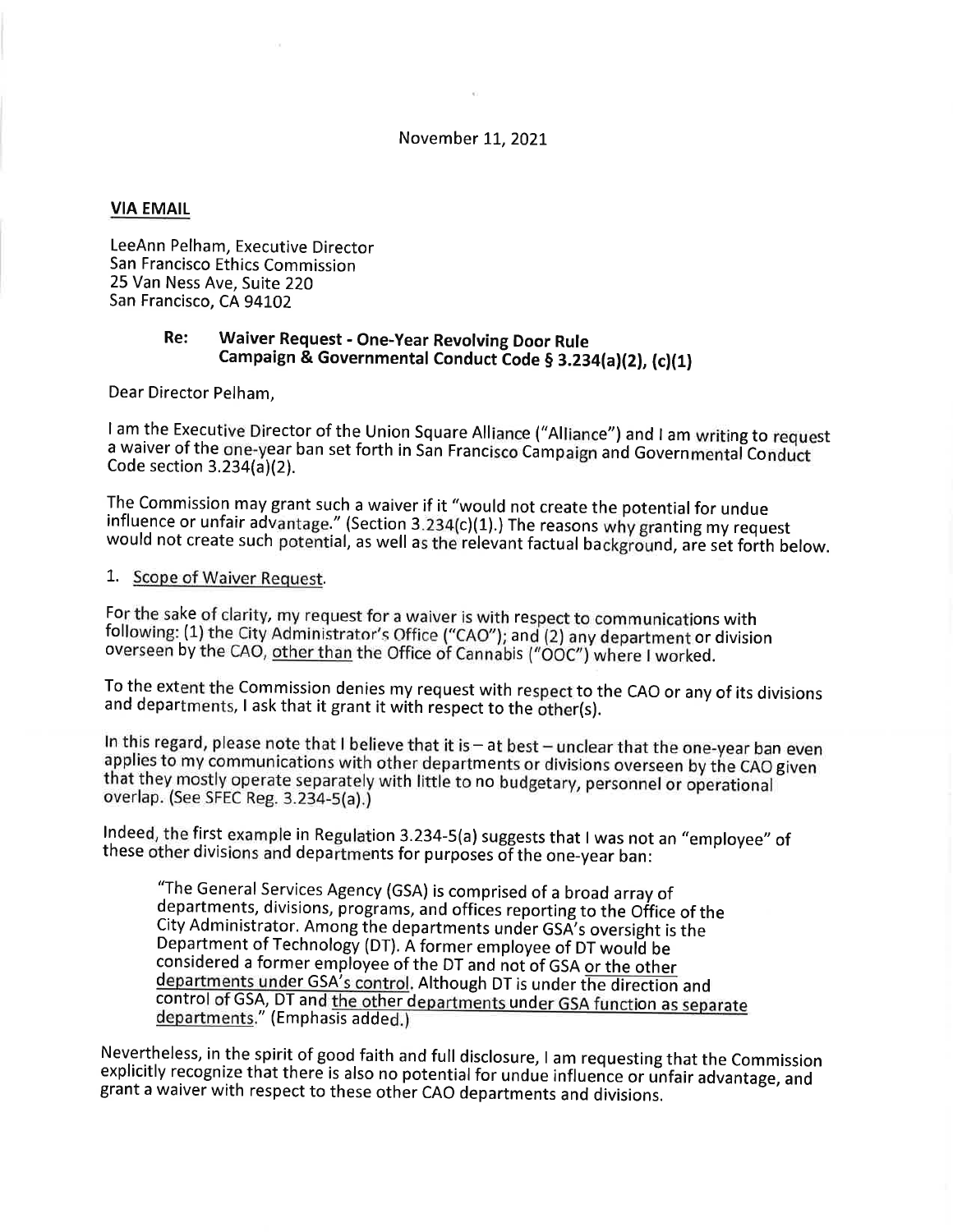November 11, 2021

**VIA EMAIL**

LeeAnn Pelham, Executive Director
San Francisco Ethics Commission
25 Van Ness Ave, Suite 220
San Francisco, CA 94102

**Re: Waiver Request - One-Year Revolving Door Rule**
**Campaign & Governmental Conduct Code § 3.234(a)(2), (c)(1)**

Dear Director Pelham,

I am the Executive Director of the Union Square Alliance ("Alliance") and I am writing to request a waiver of the one-year ban set forth in San Francisco Campaign and Governmental Conduct Code section 3.234(a)(2).

The Commission may grant such a waiver if it "would not create the potential for undue influence or unfair advantage." (Section 3.234(c)(1).) The reasons why granting my request would not create such potential, as well as the relevant factual background, are set forth below.

1. Scope of Waiver Request.

For the sake of clarity, my request for a waiver is with respect to communications with following: (1) the City Administrator's Office ("CAO"); and (2) any department or division overseen by the CAO, other than the Office of Cannabis ("OOC") where I worked.

To the extent the Commission denies my request with respect to the CAO or any of its divisions and departments, I ask that it grant it with respect to the other(s).

In this regard, please note that I believe that it is – at best – unclear that the one-year ban even applies to my communications with other departments or divisions overseen by the CAO given that they mostly operate separately with little to no budgetary, personnel or operational overlap. (See SFEC Reg. 3.234-5(a).)

Indeed, the first example in Regulation 3.234-5(a) suggests that I was not an "employee" of these other divisions and departments for purposes of the one-year ban:

> "The General Services Agency (GSA) is comprised of a broad array of departments, divisions, programs, and offices reporting to the Office of the City Administrator. Among the departments under GSA's oversight is the Department of Technology (DT). A former employee of DT would be considered a former employee of the DT and not of GSA or the other departments under GSA's control. Although DT is under the direction and control of GSA, DT and the other departments under GSA function as separate departments." (Emphasis added.)

Nevertheless, in the spirit of good faith and full disclosure, I am requesting that the Commission explicitly recognize that there is also no potential for undue influence or unfair advantage, and grant a waiver with respect to these other CAO departments and divisions.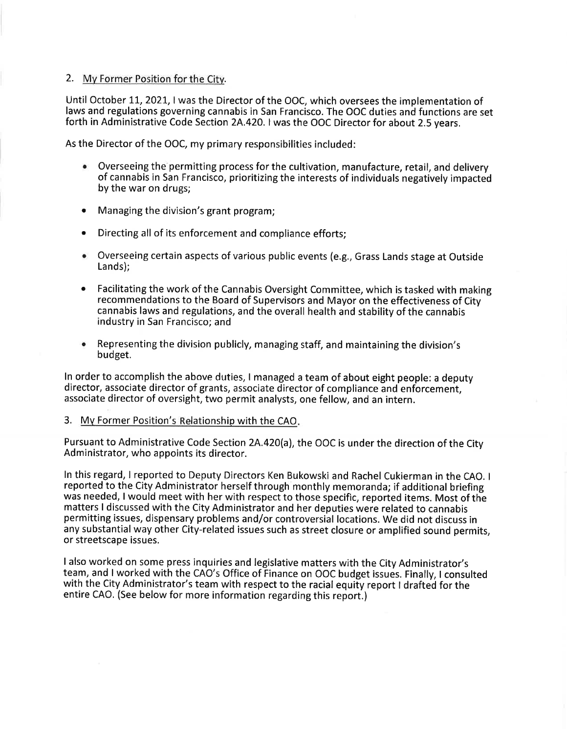2. <u>My Former Position for the City.</u>

Until October 11, 2021, I was the Director of the OOC, which oversees the implementation of laws and regulations governing cannabis in San Francisco. The OOC duties and functions are set forth in Administrative Code Section 2A.420. I was the OOC Director for about 2.5 years.

As the Director of the OOC, my primary responsibilities included:

- Overseeing the permitting process for the cultivation, manufacture, retail, and delivery of cannabis in San Francisco, prioritizing the interests of individuals negatively impacted by the war on drugs;
- Managing the division's grant program;
- Directing all of its enforcement and compliance efforts;
- Overseeing certain aspects of various public events (e.g., Grass Lands stage at Outside Lands);
- Facilitating the work of the Cannabis Oversight Committee, which is tasked with making recommendations to the Board of Supervisors and Mayor on the effectiveness of City cannabis laws and regulations, and the overall health and stability of the cannabis industry in San Francisco; and
- Representing the division publicly, managing staff, and maintaining the division's budget.

In order to accomplish the above duties, I managed a team of about eight people: a deputy director, associate director of grants, associate director of compliance and enforcement, associate director of oversight, two permit analysts, one fellow, and an intern.

3. <u>My Former Position's Relationship with the CAO.</u>

Pursuant to Administrative Code Section 2A.420(a), the OOC is under the direction of the City Administrator, who appoints its director.

In this regard, I reported to Deputy Directors Ken Bukowski and Rachel Cukierman in the CAO. I reported to the City Administrator herself through monthly memoranda; if additional briefing was needed, I would meet with her with respect to those specific, reported items. Most of the matters I discussed with the City Administrator and her deputies were related to cannabis permitting issues, dispensary problems and/or controversial locations. We did not discuss in any substantial way other City-related issues such as street closure or amplified sound permits, or streetscape issues.

I also worked on some press inquiries and legislative matters with the City Administrator's team, and I worked with the CAO's Office of Finance on OOC budget issues. Finally, I consulted with the City Administrator's team with respect to the racial equity report I drafted for the entire CAO. (See below for more information regarding this report.)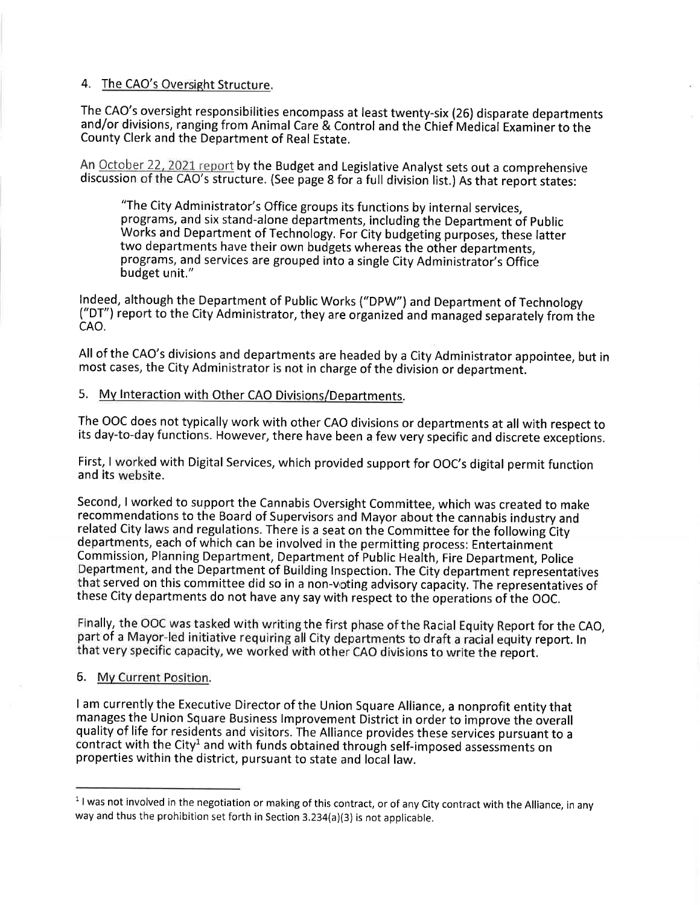4. <u>The CAO's Oversight Structure.</u>

The CAO's oversight responsibilities encompass at least twenty-six (26) disparate departments and/or divisions, ranging from Animal Care & Control and the Chief Medical Examiner to the County Clerk and the Department of Real Estate.

An October 22, 2021 report by the Budget and Legislative Analyst sets out a comprehensive discussion of the CAO's structure. (See page 8 for a full division list.) As that report states:

> "The City Administrator's Office groups its functions by internal services, programs, and six stand-alone departments, including the Department of Public Works and Department of Technology. For City budgeting purposes, these latter two departments have their own budgets whereas the other departments, programs, and services are grouped into a single City Administrator's Office budget unit."

Indeed, although the Department of Public Works ("DPW") and Department of Technology ("DT") report to the City Administrator, they are organized and managed separately from the CAO.

All of the CAO's divisions and departments are headed by a City Administrator appointee, but in most cases, the City Administrator is not in charge of the division or department.

5. <u>My Interaction with Other CAO Divisions/Departments.</u>

The OOC does not typically work with other CAO divisions or departments at all with respect to its day-to-day functions. However, there have been a few very specific and discrete exceptions.

First, I worked with Digital Services, which provided support for OOC's digital permit function and its website.

Second, I worked to support the Cannabis Oversight Committee, which was created to make recommendations to the Board of Supervisors and Mayor about the cannabis industry and related City laws and regulations. There is a seat on the Committee for the following City departments, each of which can be involved in the permitting process: Entertainment Commission, Planning Department, Department of Public Health, Fire Department, Police Department, and the Department of Building Inspection. The City department representatives that served on this committee did so in a non-voting advisory capacity. The representatives of these City departments do not have any say with respect to the operations of the OOC.

Finally, the OOC was tasked with writing the first phase of the Racial Equity Report for the CAO, part of a Mayor-led initiative requiring all City departments to draft a racial equity report. In that very specific capacity, we worked with other CAO divisions to write the report.

6. <u>My Current Position.</u>

I am currently the Executive Director of the Union Square Alliance, a nonprofit entity that manages the Union Square Business Improvement District in order to improve the overall quality of life for residents and visitors. The Alliance provides these services pursuant to a contract with the City[1] and with funds obtained through self-imposed assessments on properties within the district, pursuant to state and local law.

---

[1] I was not involved in the negotiation or making of this contract, or of any City contract with the Alliance, in any way and thus the prohibition set forth in Section 3.234(a)(3) is not applicable.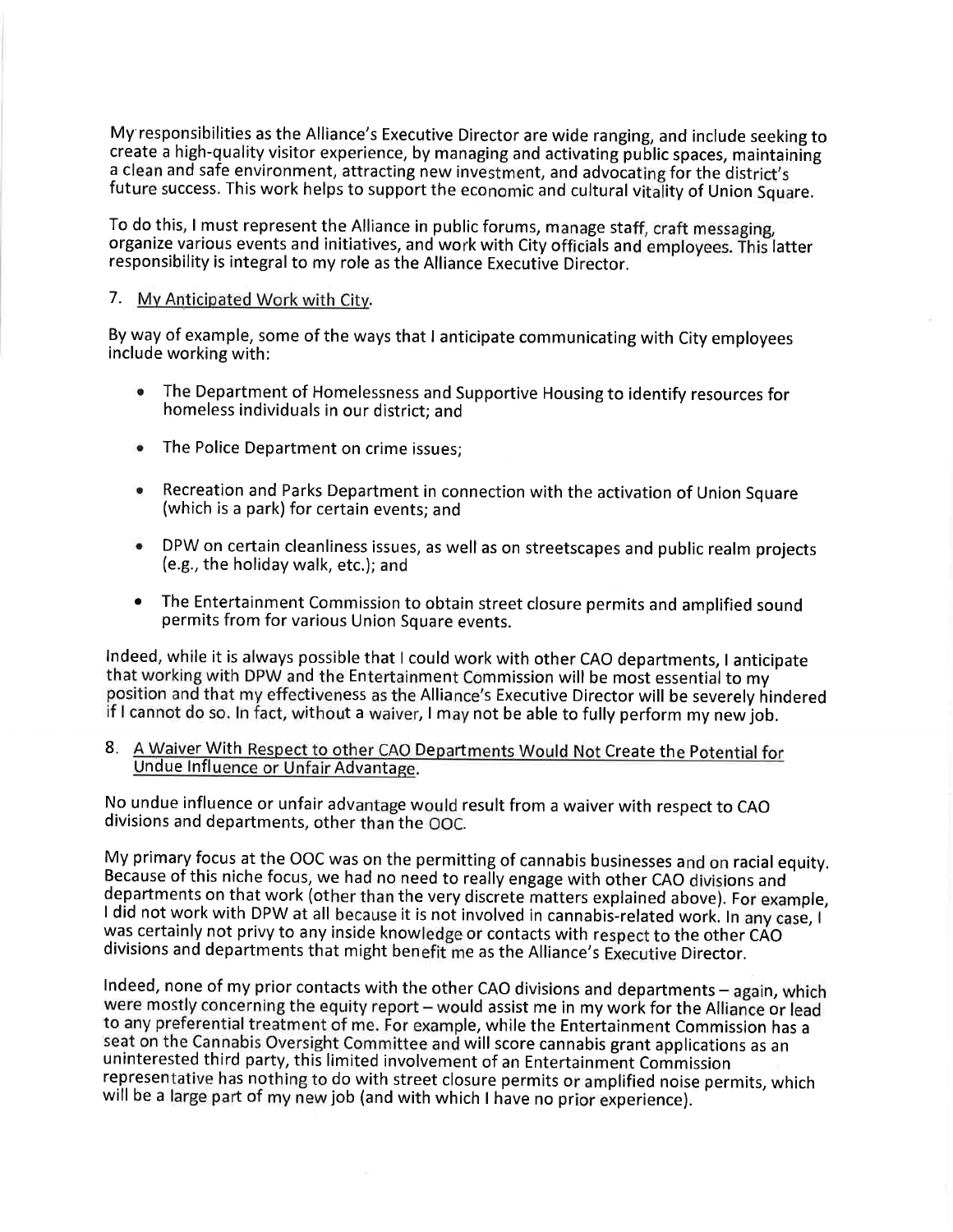My responsibilities as the Alliance's Executive Director are wide ranging, and include seeking to create a high-quality visitor experience, by managing and activating public spaces, maintaining a clean and safe environment, attracting new investment, and advocating for the district's future success. This work helps to support the economic and cultural vitality of Union Square.

To do this, I must represent the Alliance in public forums, manage staff, craft messaging, organize various events and initiatives, and work with City officials and employees. This latter responsibility is integral to my role as the Alliance Executive Director.

7. <u>My Anticipated Work with City.</u>

By way of example, some of the ways that I anticipate communicating with City employees include working with:

- The Department of Homelessness and Supportive Housing to identify resources for homeless individuals in our district; and
- The Police Department on crime issues;
- Recreation and Parks Department in connection with the activation of Union Square (which is a park) for certain events; and
- DPW on certain cleanliness issues, as well as on streetscapes and public realm projects (e.g., the holiday walk, etc.); and
- The Entertainment Commission to obtain street closure permits and amplified sound permits from for various Union Square events.

Indeed, while it is always possible that I could work with other CAO departments, I anticipate that working with DPW and the Entertainment Commission will be most essential to my position and that my effectiveness as the Alliance's Executive Director will be severely hindered if I cannot do so. In fact, without a waiver, I may not be able to fully perform my new job.

8. <u>A Waiver With Respect to other CAO Departments Would Not Create the Potential for Undue Influence or Unfair Advantage.</u>

No undue influence or unfair advantage would result from a waiver with respect to CAO divisions and departments, other than the OOC.

My primary focus at the OOC was on the permitting of cannabis businesses and on racial equity. Because of this niche focus, we had no need to really engage with other CAO divisions and departments on that work (other than the very discrete matters explained above). For example, I did not work with DPW at all because it is not involved in cannabis-related work. In any case, I was certainly not privy to any inside knowledge or contacts with respect to the other CAO divisions and departments that might benefit me as the Alliance's Executive Director.

Indeed, none of my prior contacts with the other CAO divisions and departments – again, which were mostly concerning the equity report – would assist me in my work for the Alliance or lead to any preferential treatment of me. For example, while the Entertainment Commission has a seat on the Cannabis Oversight Committee and will score cannabis grant applications as an uninterested third party, this limited involvement of an Entertainment Commission representative has nothing to do with street closure permits or amplified noise permits, which will be a large part of my new job (and with which I have no prior experience).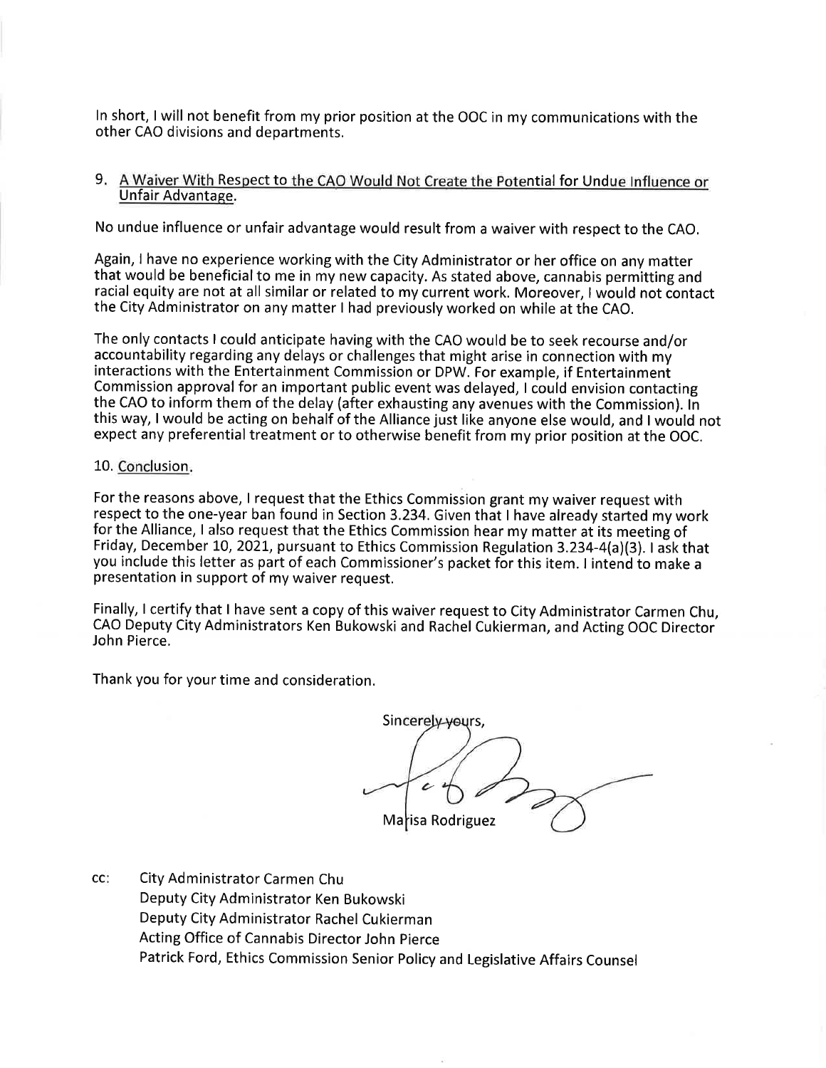In short, I will not benefit from my prior position at the OOC in my communications with the other CAO divisions and departments.

9. <u>A Waiver With Respect to the CAO Would Not Create the Potential for Undue Influence or Unfair Advantage.</u>

No undue influence or unfair advantage would result from a waiver with respect to the CAO.

Again, I have no experience working with the City Administrator or her office on any matter that would be beneficial to me in my new capacity. As stated above, cannabis permitting and racial equity are not at all similar or related to my current work. Moreover, I would not contact the City Administrator on any matter I had previously worked on while at the CAO.

The only contacts I could anticipate having with the CAO would be to seek recourse and/or accountability regarding any delays or challenges that might arise in connection with my interactions with the Entertainment Commission or DPW. For example, if Entertainment Commission approval for an important public event was delayed, I could envision contacting the CAO to inform them of the delay (after exhausting any avenues with the Commission). In this way, I would be acting on behalf of the Alliance just like anyone else would, and I would not expect any preferential treatment or to otherwise benefit from my prior position at the OOC.

10. <u>Conclusion</u>.

For the reasons above, I request that the Ethics Commission grant my waiver request with respect to the one-year ban found in Section 3.234. Given that I have already started my work for the Alliance, I also request that the Ethics Commission hear my matter at its meeting of Friday, December 10, 2021, pursuant to Ethics Commission Regulation 3.234-4(a)(3). I ask that you include this letter as part of each Commissioner's packet for this item. I intend to make a presentation in support of my waiver request.

Finally, I certify that I have sent a copy of this waiver request to City Administrator Carmen Chu, CAO Deputy City Administrators Ken Bukowski and Rachel Cukierman, and Acting OOC Director John Pierce.

Thank you for your time and consideration.

Sincerely yours,

Marisa Rodriguez

cc: City Administrator Carmen Chu
Deputy City Administrator Ken Bukowski
Deputy City Administrator Rachel Cukierman
Acting Office of Cannabis Director John Pierce
Patrick Ford, Ethics Commission Senior Policy and Legislative Affairs Counsel